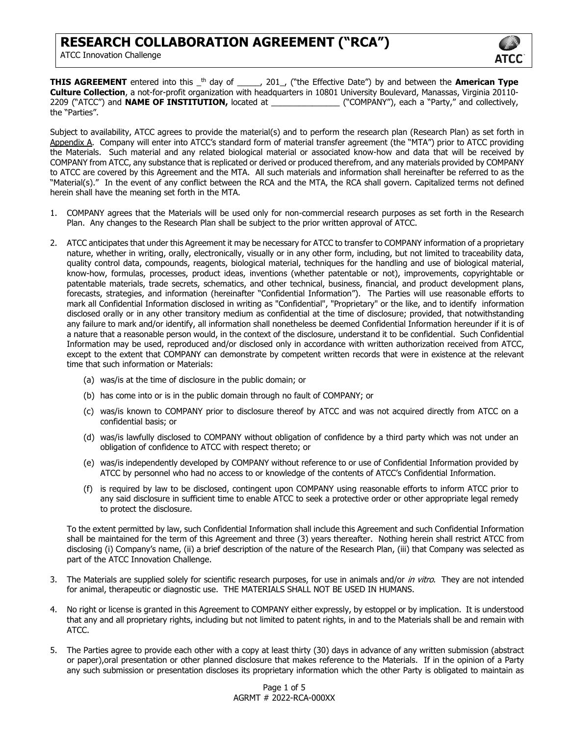# RESEARCH COLLABORATION AGREEMENT ("RCA")

ATCC Innovation Challenge

**THIS AGREEMENT** entered into this _th day of _____, 201_, ("the Effective Date") by and between the **American Type Culture Collection**, a not-for-profit organization with headquarters in 10801 University Boulevard, Manassas, Virginia 20110-2209 ("ATCC") and **NAME OF INSTITUTION,** located at _______________ ("COMPANY"), each a "Party," and collectively, the "Parties".

Subject to availability, ATCC agrees to provide the material(s) and to perform the research plan (Research Plan) as set forth in Appendix A. Company will enter into ATCC's standard form of material transfer agreement (the "MTA") prior to ATCC providing the Materials. Such material and any related biological material or associated know-how and data that will be received by COMPANY from ATCC, any substance that is replicated or derived or produced therefrom, and any materials provided by COMPANY to ATCC are covered by this Agreement and the MTA. All such materials and information shall hereinafter be referred to as the "Material(s)." In the event of any conflict between the RCA and the MTA, the RCA shall govern. Capitalized terms not defined herein shall have the meaning set forth in the MTA.

1. COMPANY agrees that the Materials will be used only for non-commercial research purposes as set forth in the Research Plan. Any changes to the Research Plan shall be subject to the prior written approval of ATCC.

2. ATCC anticipates that under this Agreement it may be necessary for ATCC to transfer to COMPANY information of a proprietary nature, whether in writing, orally, electronically, visually or in any other form, including, but not limited to traceability data, quality control data, compounds, reagents, biological material, techniques for the handling and use of biological material, know-how, formulas, processes, product ideas, inventions (whether patentable or not), improvements, copyrightable or patentable materials, trade secrets, schematics, and other technical, business, financial, and product development plans, forecasts, strategies, and information (hereinafter "Confidential Information"). The Parties will use reasonable efforts to mark all Confidential Information disclosed in writing as "Confidential", "Proprietary" or the like, and to identify information disclosed orally or in any other transitory medium as confidential at the time of disclosure; provided, that notwithstanding any failure to mark and/or identify, all information shall nonetheless be deemed Confidential Information hereunder if it is of a nature that a reasonable person would, in the context of the disclosure, understand it to be confidential. Such Confidential Information may be used, reproduced and/or disclosed only in accordance with written authorization received from ATCC, except to the extent that COMPANY can demonstrate by competent written records that were in existence at the relevant time that such information or Materials:

   (a) was/is at the time of disclosure in the public domain; or

   (b) has come into or is in the public domain through no fault of COMPANY; or

   (c) was/is known to COMPANY prior to disclosure thereof by ATCC and was not acquired directly from ATCC on a confidential basis; or

   (d) was/is lawfully disclosed to COMPANY without obligation of confidence by a third party which was not under an obligation of confidence to ATCC with respect thereto; or

   (e) was/is independently developed by COMPANY without reference to or use of Confidential Information provided by ATCC by personnel who had no access to or knowledge of the contents of ATCC's Confidential Information.

   (f) is required by law to be disclosed, contingent upon COMPANY using reasonable efforts to inform ATCC prior to any said disclosure in sufficient time to enable ATCC to seek a protective order or other appropriate legal remedy to protect the disclosure.

   To the extent permitted by law, such Confidential Information shall include this Agreement and such Confidential Information shall be maintained for the term of this Agreement and three (3) years thereafter. Nothing herein shall restrict ATCC from disclosing (i) Company's name, (ii) a brief description of the nature of the Research Plan, (iii) that Company was selected as part of the ATCC Innovation Challenge.

3. The Materials are supplied solely for scientific research purposes, for use in animals and/or *in vitro*. They are not intended for animal, therapeutic or diagnostic use. THE MATERIALS SHALL NOT BE USED IN HUMANS.

4. No right or license is granted in this Agreement to COMPANY either expressly, by estoppel or by implication. It is understood that any and all proprietary rights, including but not limited to patent rights, in and to the Materials shall be and remain with ATCC.

5. The Parties agree to provide each other with a copy at least thirty (30) days in advance of any written submission (abstract or paper),oral presentation or other planned disclosure that makes reference to the Materials. If in the opinion of a Party any such submission or presentation discloses its proprietary information which the other Party is obligated to maintain as

AGRMT # 2022-RCA-000XX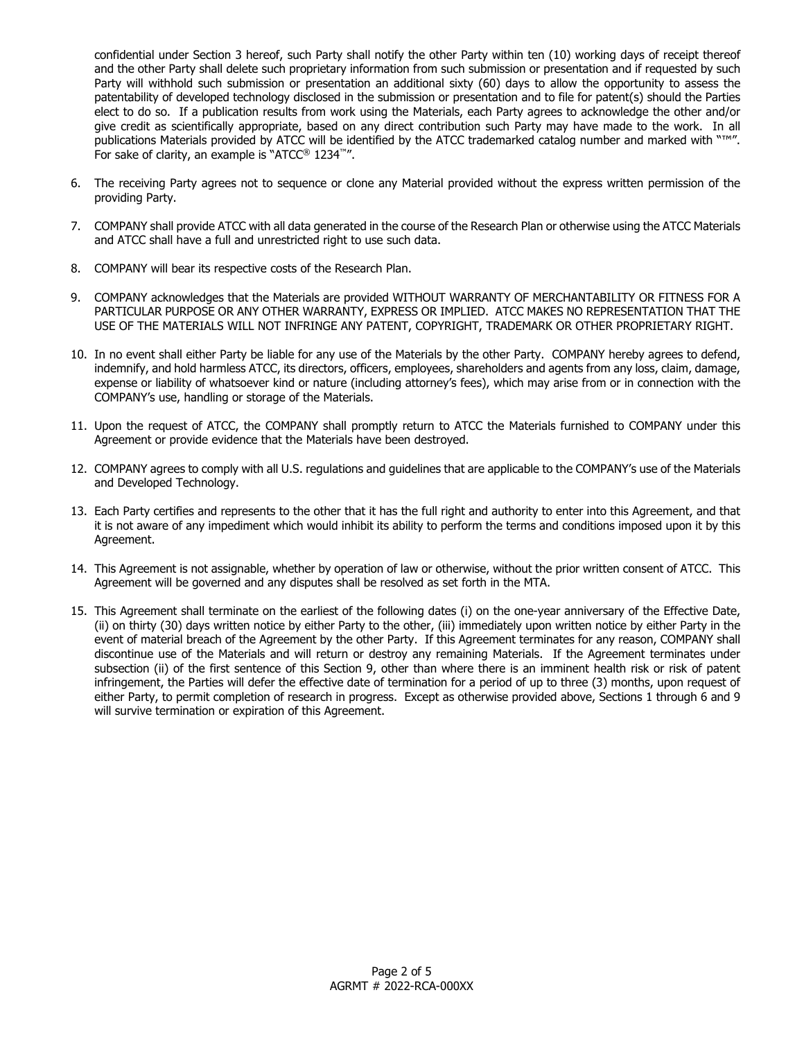confidential under Section 3 hereof, such Party shall notify the other Party within ten (10) working days of receipt thereof and the other Party shall delete such proprietary information from such submission or presentation and if requested by such Party will withhold such submission or presentation an additional sixty (60) days to allow the opportunity to assess the patentability of developed technology disclosed in the submission or presentation and to file for patent(s) should the Parties elect to do so. If a publication results from work using the Materials, each Party agrees to acknowledge the other and/or give credit as scientifically appropriate, based on any direct contribution such Party may have made to the work. In all publications Materials provided by ATCC will be identified by the ATCC trademarked catalog number and marked with "™". For sake of clarity, an example is "ATCC® 1234™".

6. The receiving Party agrees not to sequence or clone any Material provided without the express written permission of the providing Party.

7. COMPANY shall provide ATCC with all data generated in the course of the Research Plan or otherwise using the ATCC Materials and ATCC shall have a full and unrestricted right to use such data.

8. COMPANY will bear its respective costs of the Research Plan.

9. COMPANY acknowledges that the Materials are provided WITHOUT WARRANTY OF MERCHANTABILITY OR FITNESS FOR A PARTICULAR PURPOSE OR ANY OTHER WARRANTY, EXPRESS OR IMPLIED. ATCC MAKES NO REPRESENTATION THAT THE USE OF THE MATERIALS WILL NOT INFRINGE ANY PATENT, COPYRIGHT, TRADEMARK OR OTHER PROPRIETARY RIGHT.

10. In no event shall either Party be liable for any use of the Materials by the other Party. COMPANY hereby agrees to defend, indemnify, and hold harmless ATCC, its directors, officers, employees, shareholders and agents from any loss, claim, damage, expense or liability of whatsoever kind or nature (including attorney's fees), which may arise from or in connection with the COMPANY's use, handling or storage of the Materials.

11. Upon the request of ATCC, the COMPANY shall promptly return to ATCC the Materials furnished to COMPANY under this Agreement or provide evidence that the Materials have been destroyed.

12. COMPANY agrees to comply with all U.S. regulations and guidelines that are applicable to the COMPANY's use of the Materials and Developed Technology.

13. Each Party certifies and represents to the other that it has the full right and authority to enter into this Agreement, and that it is not aware of any impediment which would inhibit its ability to perform the terms and conditions imposed upon it by this Agreement.

14. This Agreement is not assignable, whether by operation of law or otherwise, without the prior written consent of ATCC. This Agreement will be governed and any disputes shall be resolved as set forth in the MTA.

15. This Agreement shall terminate on the earliest of the following dates (i) on the one-year anniversary of the Effective Date, (ii) on thirty (30) days written notice by either Party to the other, (iii) immediately upon written notice by either Party in the event of material breach of the Agreement by the other Party. If this Agreement terminates for any reason, COMPANY shall discontinue use of the Materials and will return or destroy any remaining Materials. If the Agreement terminates under subsection (ii) of the first sentence of this Section 9, other than where there is an imminent health risk or risk of patent infringement, the Parties will defer the effective date of termination for a period of up to three (3) months, upon request of either Party, to permit completion of research in progress. Except as otherwise provided above, Sections 1 through 6 and 9 will survive termination or expiration of this Agreement.

AGRMT # 2022-RCA-000XX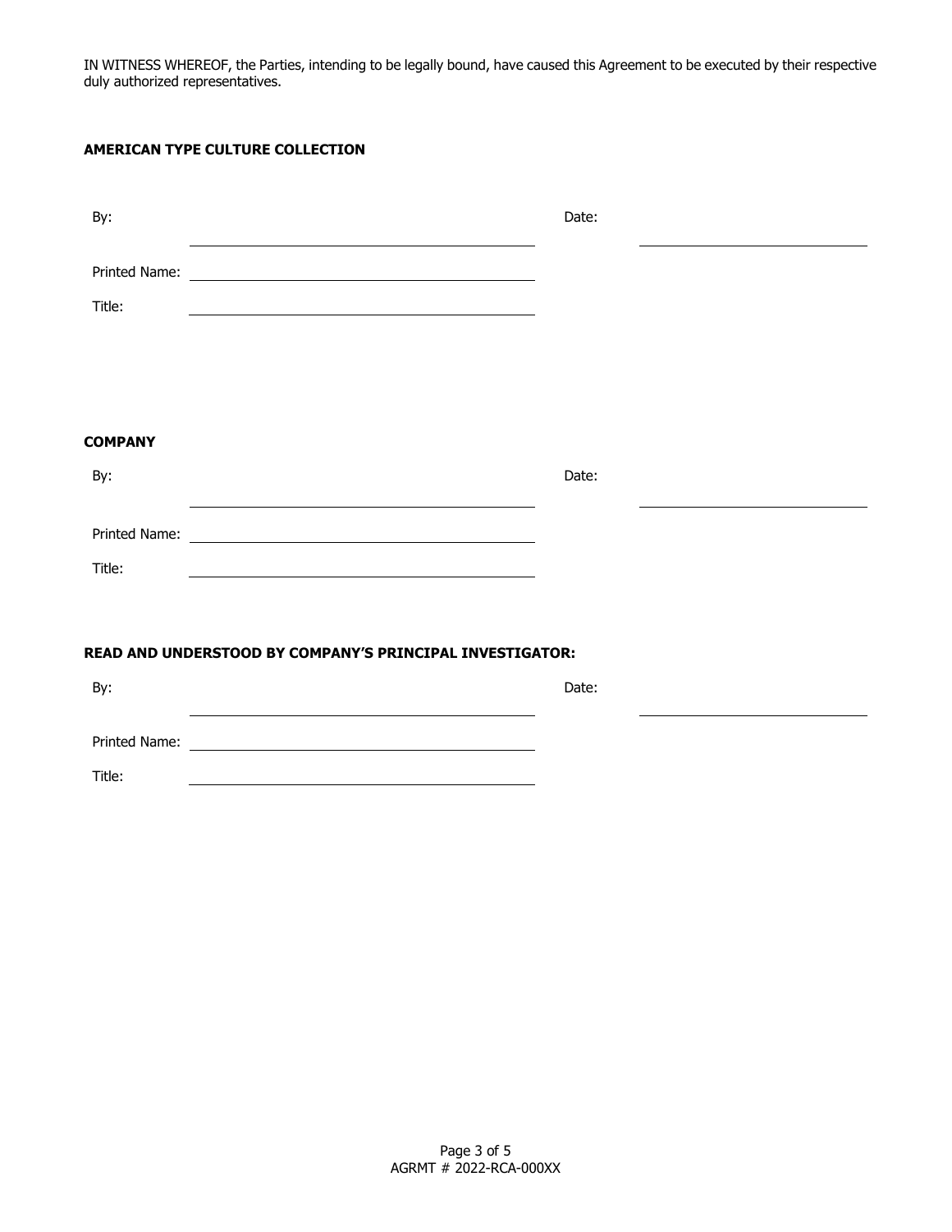IN WITNESS WHEREOF, the Parties, intending to be legally bound, have caused this Agreement to be executed by their respective duly authorized representatives.

**AMERICAN TYPE CULTURE COLLECTION**

By: ______________________________ Date: ____________________

Printed Name: ______________________________

Title: ______________________________

**COMPANY**

By: ______________________________ Date: ____________________

Printed Name: ______________________________

Title: ______________________________

**READ AND UNDERSTOOD BY COMPANY'S PRINCIPAL INVESTIGATOR:**

By: ______________________________ Date: ____________________

Printed Name: ______________________________

Title: ______________________________

AGRMT # 2022-RCA-000XX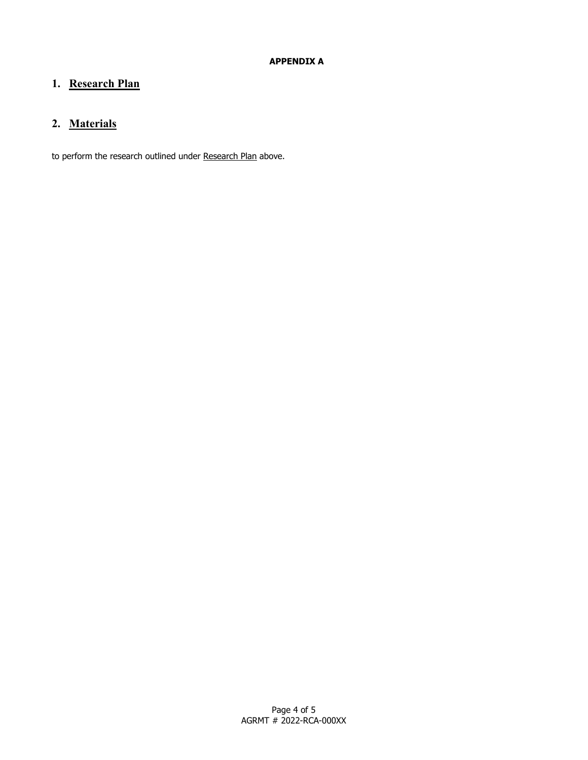**APPENDIX A**

## 1. Research Plan

## 2. Materials

to perform the research outlined under Research Plan above.